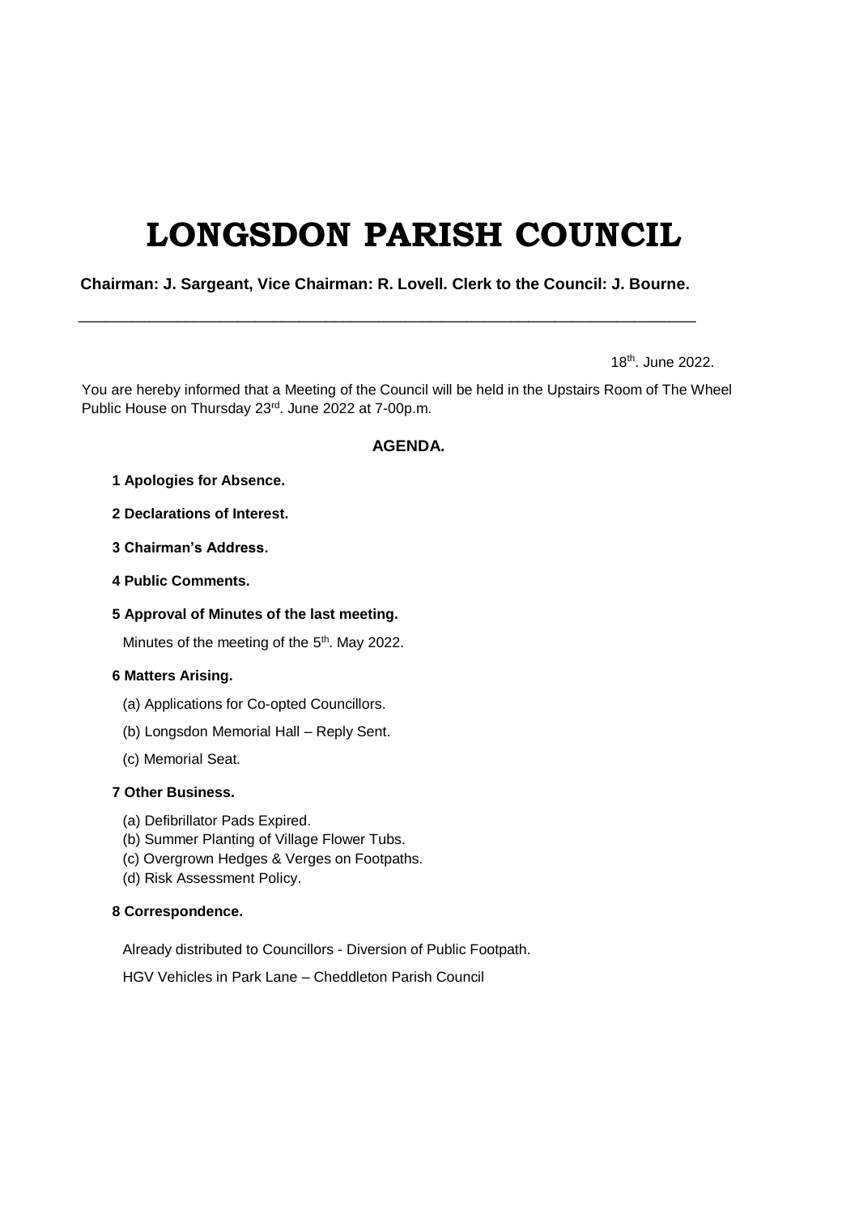# LONGSDON PARISH COUNCIL

**Chairman: J. Sargeant, Vice Chairman: R. Lovell. Clerk to the Council: J. Bourne.**

---

18th. June 2022.

You are hereby informed that a Meeting of the Council will be held in the Upstairs Room of The Wheel Public House on Thursday 23rd. June 2022 at 7-00p.m.

## AGENDA.

**1 Apologies for Absence.**

**2 Declarations of Interest.**

**3 Chairman's Address.**

**4 Public Comments.**

**5 Approval of Minutes of the last meeting.**

Minutes of the meeting of the 5th. May 2022.

**6 Matters Arising.**

(a) Applications for Co-opted Councillors.

(b) Longsdon Memorial Hall – Reply Sent.

(c) Memorial Seat.

**7 Other Business.**

(a) Defibrillator Pads Expired.
(b) Summer Planting of Village Flower Tubs.
(c) Overgrown Hedges & Verges on Footpaths.
(d) Risk Assessment Policy.

**8 Correspondence.**

Already distributed to Councillors - Diversion of Public Footpath.

HGV Vehicles in Park Lane – Cheddleton Parish Council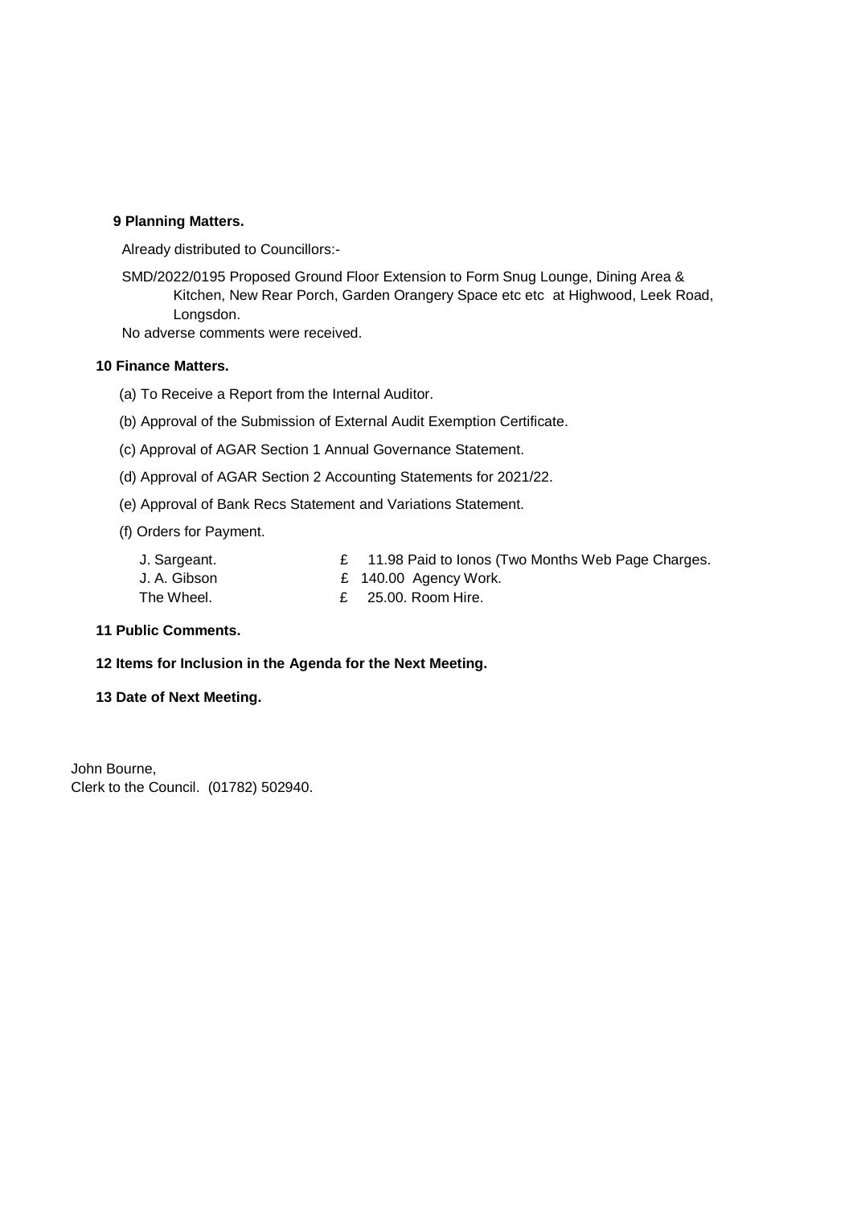**9 Planning Matters.**

Already distributed to Councillors:-

SMD/2022/0195 Proposed Ground Floor Extension to Form Snug Lounge, Dining Area & Kitchen, New Rear Porch, Garden Orangery Space etc etc at Highwood, Leek Road, Longsdon.

No adverse comments were received.

**10 Finance Matters.**

(a) To Receive a Report from the Internal Auditor.

(b) Approval of the Submission of External Audit Exemption Certificate.

(c) Approval of AGAR Section 1 Annual Governance Statement.

(d) Approval of AGAR Section 2 Accounting Statements for 2021/22.

(e) Approval of Bank Recs Statement and Variations Statement.

(f) Orders for Payment.

| | | |
|---|---|---|
| J. Sargeant. | £ 11.98 | Paid to Ionos (Two Months Web Page Charges. |
| J. A. Gibson | £ 140.00 | Agency Work. |
| The Wheel. | £ 25.00. | Room Hire. |

**11 Public Comments.**

**12 Items for Inclusion in the Agenda for the Next Meeting.**

**13 Date of Next Meeting.**

John Bourne,
Clerk to the Council. (01782) 502940.